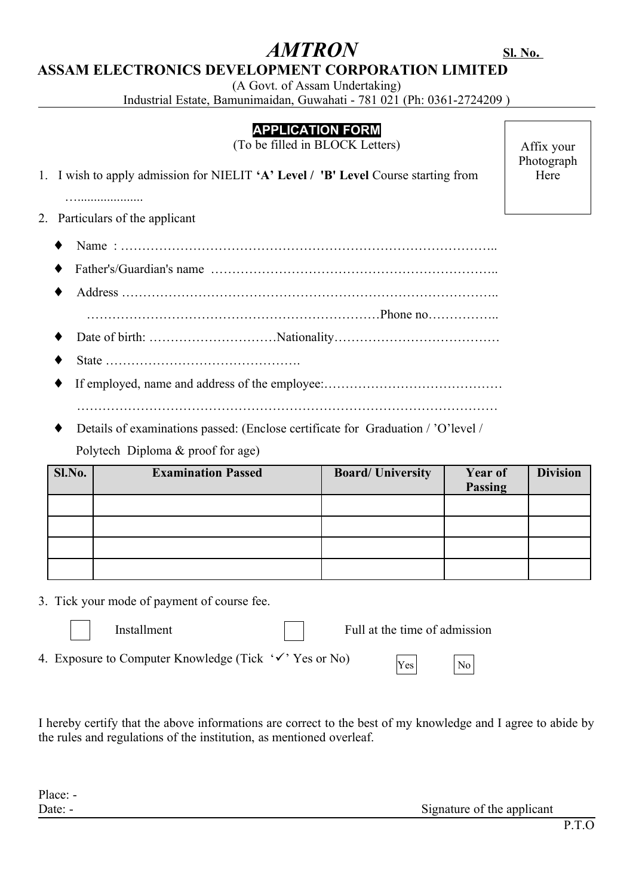# AMTRON

**Sl. No.**

## ASSAM ELECTRONICS DEVELOPMENT CORPORATION LIMITED

(A Govt. of Assam Undertaking)

Industrial Estate, Bamunimaidan, Guwahati - 781 021 (Ph: 0361-2724209 )

### APPLICATION FORM

(To be filled in BLOCK Letters)

Affix your Photograph Here

1. I wish to apply admission for NIELIT **'A' Level / 'B' Level** Course starting from …...................

2. Particulars of the applicant

- Name : ……………………………………………………………………………..
- Father's/Guardian's name ………………………………………………………..
- Address ……………………………………………………………………………..
  …………………………………………………………Phone no……………..
- Date of birth: …………………………Nationality…………………………………
- State ……………………………………….
- If employed, name and address of the employee:……………………………………
  ……………………………………………………………………………………
- Details of examinations passed: (Enclose certificate for Graduation / 'O'level / Polytech Diploma & proof for age)

| Sl.No. | Examination Passed | Board/ University | Year of Passing | Division |
|---|---|---|---|---|
| | | | | |
| | | | | |
| | | | | |
| | | | | |

3. Tick your mode of payment of course fee.

☐ Installment ☐ Full at the time of admission

4. Exposure to Computer Knowledge (Tick '✓' Yes or No) ☐ Yes ☐ No

I hereby certify that the above informations are correct to the best of my knowledge and I agree to abide by the rules and regulations of the institution, as mentioned overleaf.

Place: -

Date: - Signature of the applicant

P.T.O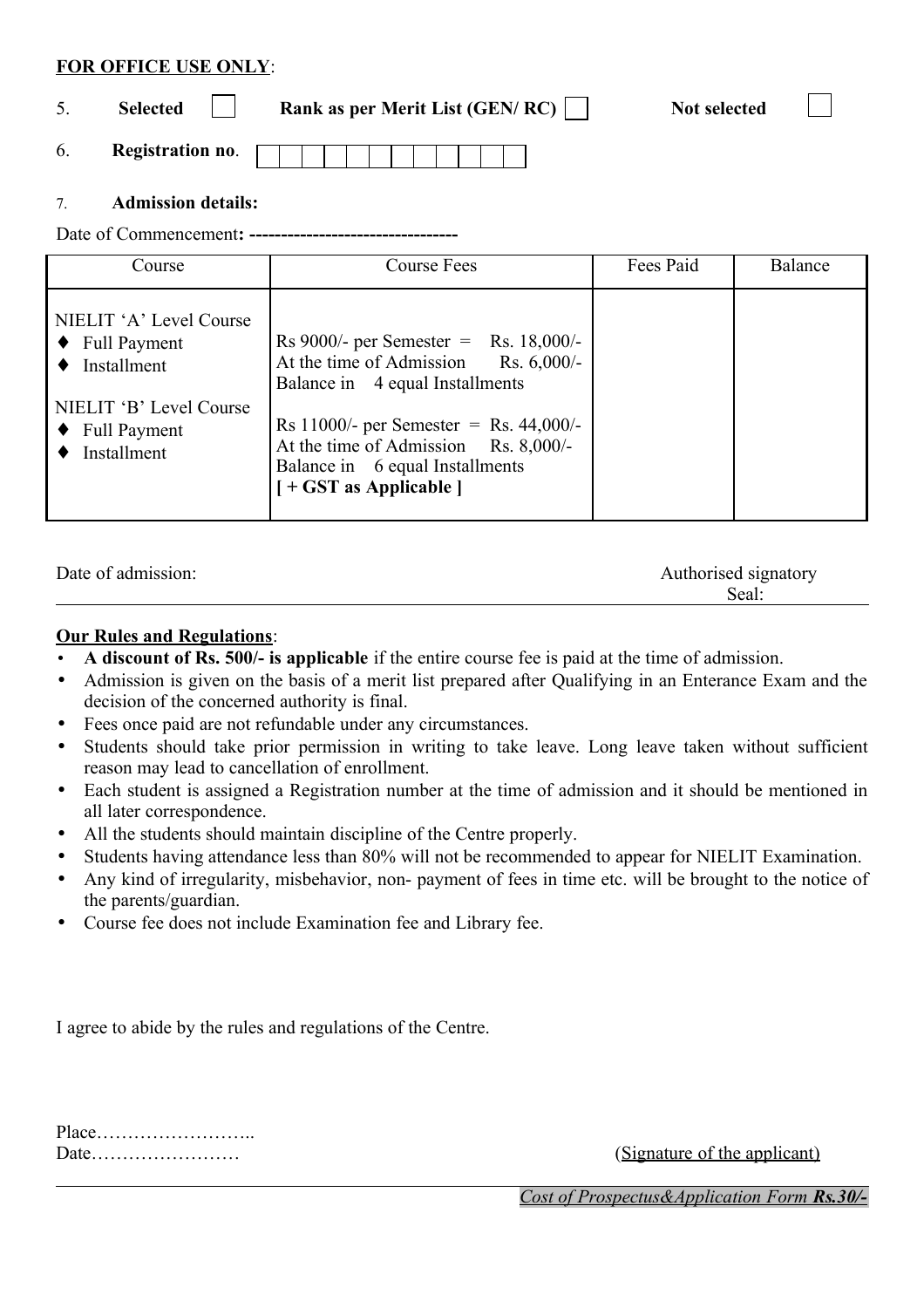**FOR OFFICE USE ONLY**:

5. **Selected** ☐ **Rank as per Merit List (GEN/ RC)** ☐ **Not selected** ☐

6. **Registration no**. ☐☐☐☐☐☐☐☐☐☐☐☐

7. **Admission details:**

Date of Commencement**: ---------------------------------**

| Course | Course Fees | Fees Paid | Balance |
|---|---|---|---|
| NIELIT 'A' Level Course<br>♦ Full Payment<br>♦ Installment<br><br>NIELIT 'B' Level Course<br>♦ Full Payment<br>♦ Installment | Rs 9000/- per Semester = Rs. 18,000/-<br>At the time of Admission Rs. 6,000/-<br>Balance in 4 equal Installments<br><br>Rs 11000/- per Semester = Rs. 44,000/-<br>At the time of Admission Rs. 8,000/-<br>Balance in 6 equal Installments<br>**[ + GST as Applicable ]** | | |

Date of admission: Authorised signatory

Seal:

---

**Our Rules and Regulations**:

- **A discount of Rs. 500/- is applicable** if the entire course fee is paid at the time of admission.
- Admission is given on the basis of a merit list prepared after Qualifying in an Enterance Exam and the decision of the concerned authority is final.
- Fees once paid are not refundable under any circumstances.
- Students should take prior permission in writing to take leave. Long leave taken without sufficient reason may lead to cancellation of enrollment.
- Each student is assigned a Registration number at the time of admission and it should be mentioned in all later correspondence.
- All the students should maintain discipline of the Centre properly.
- Students having attendance less than 80% will not be recommended to appear for NIELIT Examination.
- Any kind of irregularity, misbehavior, non- payment of fees in time etc. will be brought to the notice of the parents/guardian.
- Course fee does not include Examination fee and Library fee.

I agree to abide by the rules and regulations of the Centre.

Place……………………..

Date…………………… (Signature of the applicant)

---

*Cost of Prospectus&Application Form* ***Rs.30/-***